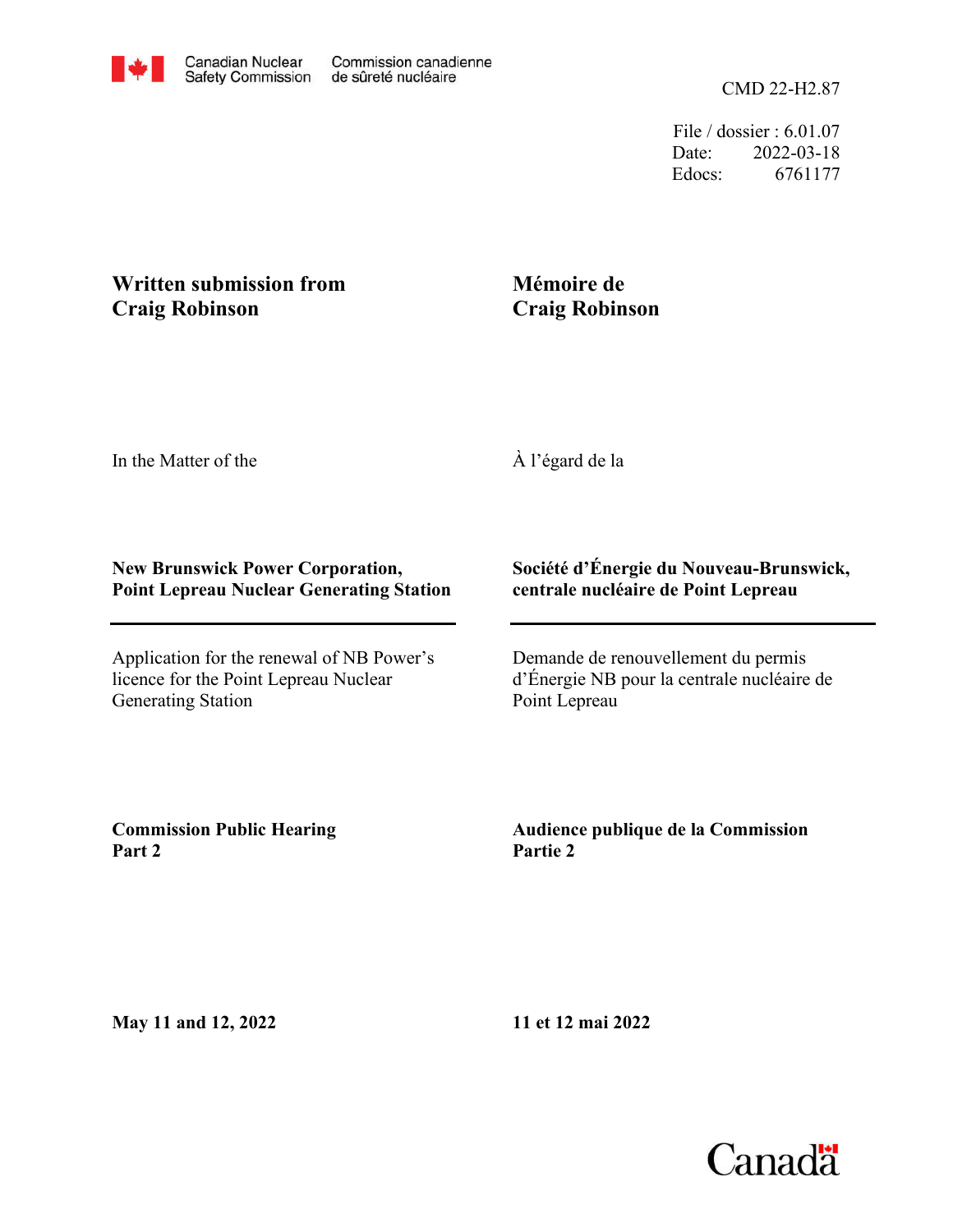Canadian Nuclear Safety Commission / Commission canadienne de sûreté nucléaire

CMD 22-H2.87

File / dossier : 6.01.07
Date: 2022-03-18
Edocs: 6761177

**Written submission from Craig Robinson**

**Mémoire de Craig Robinson**

In the Matter of the

À l'égard de la

**New Brunswick Power Corporation, Point Lepreau Nuclear Generating Station**

**Société d'Énergie du Nouveau-Brunswick, centrale nucléaire de Point Lepreau**

Application for the renewal of NB Power's licence for the Point Lepreau Nuclear Generating Station

Demande de renouvellement du permis d'Énergie NB pour la centrale nucléaire de Point Lepreau

**Commission Public Hearing Part 2**

**Audience publique de la Commission Partie 2**

**May 11 and 12, 2022**

**11 et 12 mai 2022**

Canada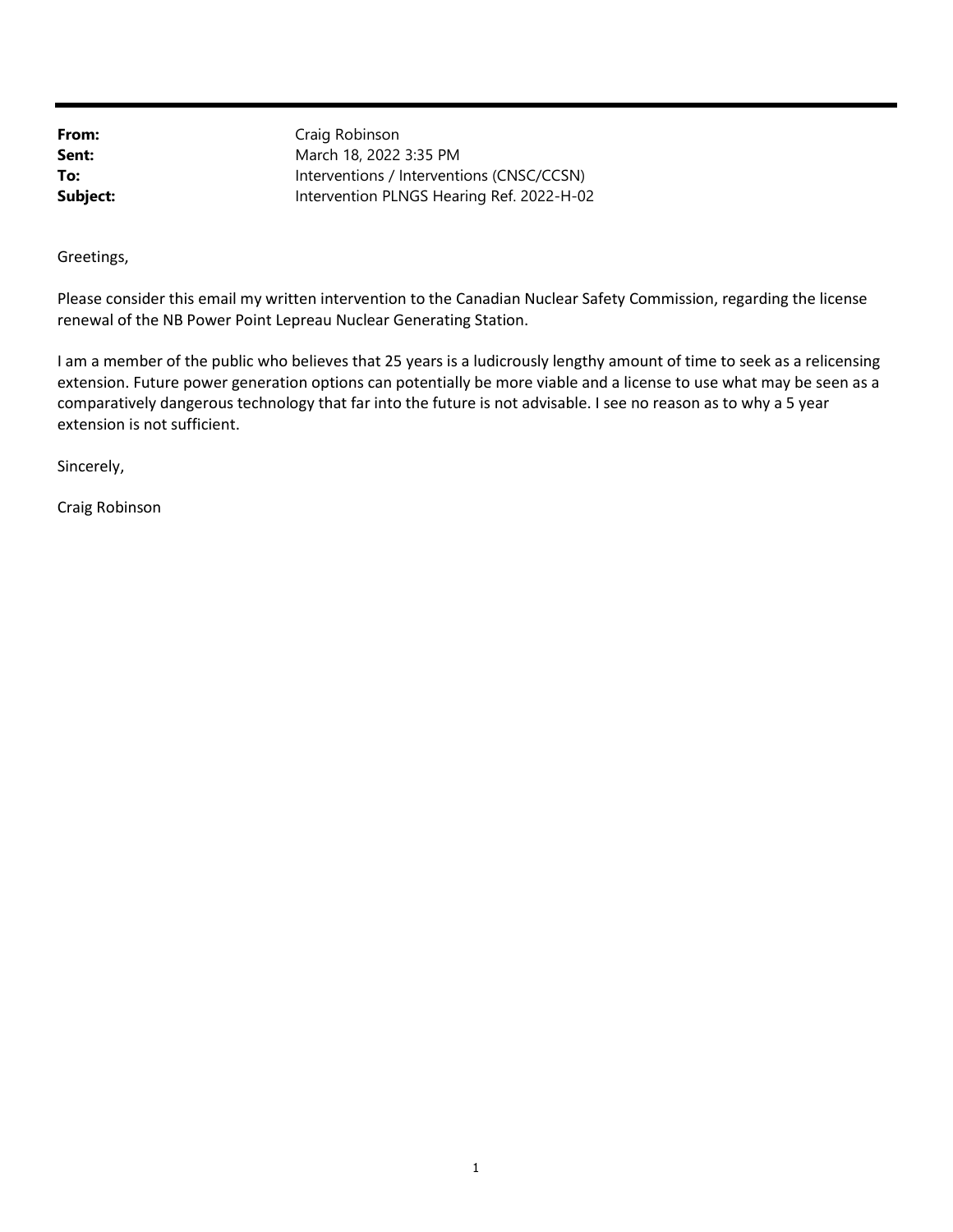**From:** Craig Robinson
**Sent:** March 18, 2022 3:35 PM
**To:** Interventions / Interventions (CNSC/CCSN)
**Subject:** Intervention PLNGS Hearing Ref. 2022-H-02

Greetings,

Please consider this email my written intervention to the Canadian Nuclear Safety Commission, regarding the license renewal of the NB Power Point Lepreau Nuclear Generating Station.

I am a member of the public who believes that 25 years is a ludicrously lengthy amount of time to seek as a relicensing extension. Future power generation options can potentially be more viable and a license to use what may be seen as a comparatively dangerous technology that far into the future is not advisable. I see no reason as to why a 5 year extension is not sufficient.

Sincerely,

Craig Robinson